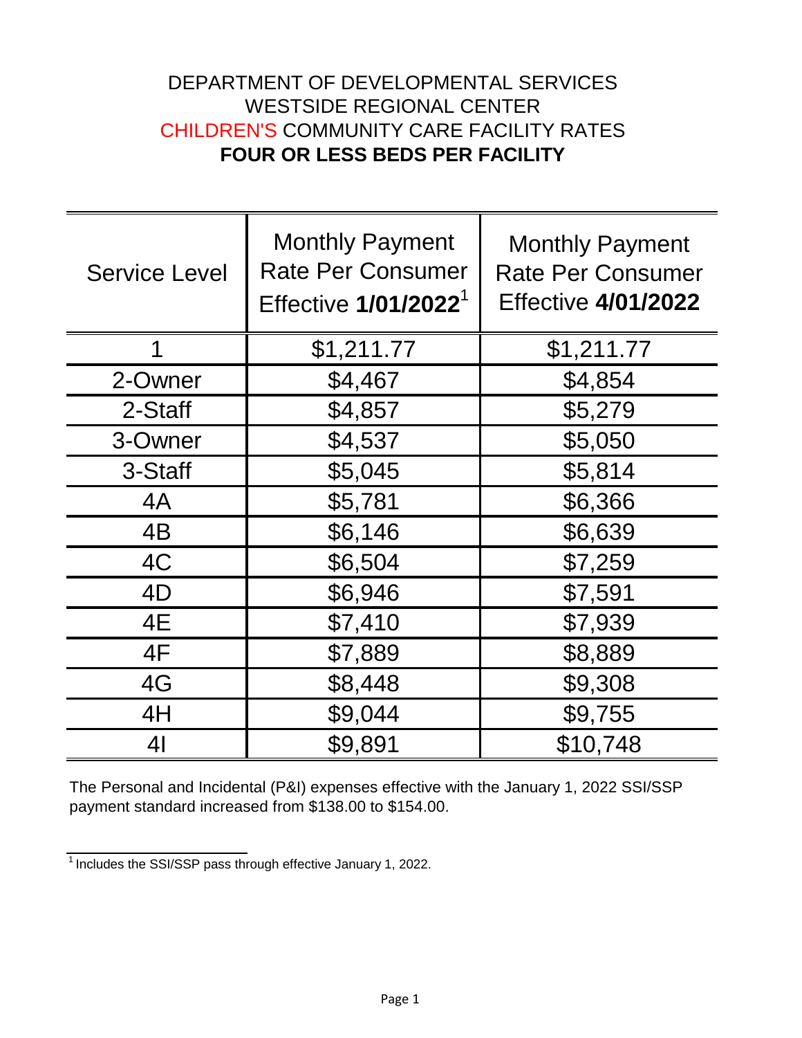# DEPARTMENT OF DEVELOPMENTAL SERVICES
## WESTSIDE REGIONAL CENTER
## CHILDREN'S COMMUNITY CARE FACILITY RATES
## FOUR OR LESS BEDS PER FACILITY

| Service Level | Monthly Payment Rate Per Consumer Effective **1/01/2022**[1] | Monthly Payment Rate Per Consumer Effective **4/01/2022** |
|---|---|---|
| 1 | $1,211.77 | $1,211.77 |
| 2-Owner | $4,467 | $4,854 |
| 2-Staff | $4,857 | $5,279 |
| 3-Owner | $4,537 | $5,050 |
| 3-Staff | $5,045 | $5,814 |
| 4A | $5,781 | $6,366 |
| 4B | $6,146 | $6,639 |
| 4C | $6,504 | $7,259 |
| 4D | $6,946 | $7,591 |
| 4E | $7,410 | $7,939 |
| 4F | $7,889 | $8,889 |
| 4G | $8,448 | $9,308 |
| 4H | $9,044 | $9,755 |
| 4I | $9,891 | $10,748 |

The Personal and Incidental (P&I) expenses effective with the January 1, 2022 SSI/SSP payment standard increased from $138.00 to $154.00.

[1] Includes the SSI/SSP pass through effective January 1, 2022.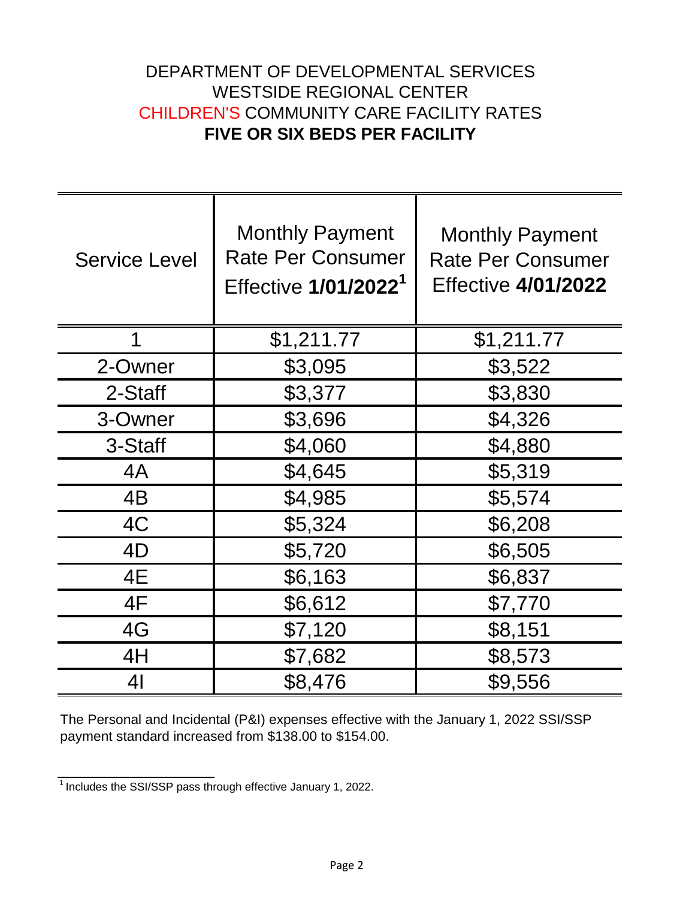# DEPARTMENT OF DEVELOPMENTAL SERVICES
## WESTSIDE REGIONAL CENTER
## CHILDREN'S COMMUNITY CARE FACILITY RATES
## **FIVE OR SIX BEDS PER FACILITY**

| Service Level | Monthly Payment Rate Per Consumer Effective **1/01/2022**[1] | Monthly Payment Rate Per Consumer Effective **4/01/2022** |
|---|---|---|
| 1 | $1,211.77 | $1,211.77 |
| 2-Owner | $3,095 | $3,522 |
| 2-Staff | $3,377 | $3,830 |
| 3-Owner | $3,696 | $4,326 |
| 3-Staff | $4,060 | $4,880 |
| 4A | $4,645 | $5,319 |
| 4B | $4,985 | $5,574 |
| 4C | $5,324 | $6,208 |
| 4D | $5,720 | $6,505 |
| 4E | $6,163 | $6,837 |
| 4F | $6,612 | $7,770 |
| 4G | $7,120 | $8,151 |
| 4H | $7,682 | $8,573 |
| 4I | $8,476 | $9,556 |

The Personal and Incidental (P&I) expenses effective with the January 1, 2022 SSI/SSP payment standard increased from $138.00 to $154.00.

[1] Includes the SSI/SSP pass through effective January 1, 2022.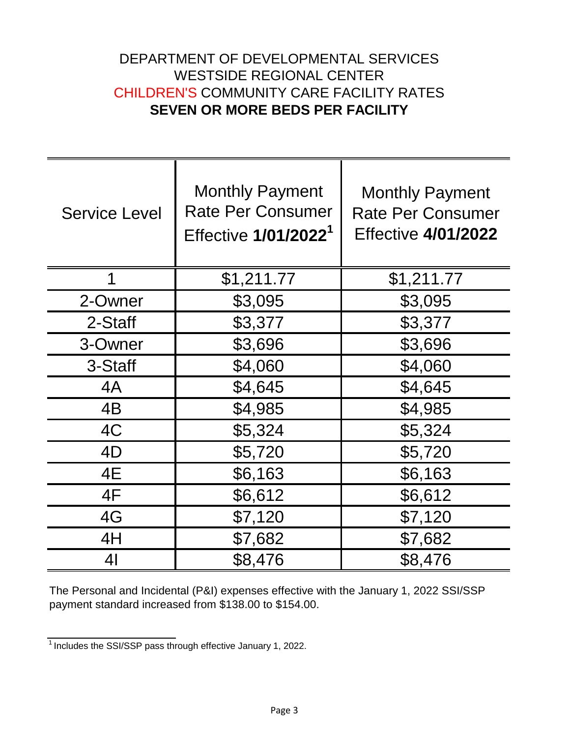DEPARTMENT OF DEVELOPMENTAL SERVICES
WESTSIDE REGIONAL CENTER
CHILDREN'S COMMUNITY CARE FACILITY RATES
**SEVEN OR MORE BEDS PER FACILITY**

| Service Level | Monthly Payment Rate Per Consumer Effective **1/01/2022**[1] | Monthly Payment Rate Per Consumer Effective **4/01/2022** |
|---|---|---|
| 1 | $1,211.77 | $1,211.77 |
| 2-Owner | $3,095 | $3,095 |
| 2-Staff | $3,377 | $3,377 |
| 3-Owner | $3,696 | $3,696 |
| 3-Staff | $4,060 | $4,060 |
| 4A | $4,645 | $4,645 |
| 4B | $4,985 | $4,985 |
| 4C | $5,324 | $5,324 |
| 4D | $5,720 | $5,720 |
| 4E | $6,163 | $6,163 |
| 4F | $6,612 | $6,612 |
| 4G | $7,120 | $7,120 |
| 4H | $7,682 | $7,682 |
| 4I | $8,476 | $8,476 |

The Personal and Incidental (P&I) expenses effective with the January 1, 2022 SSI/SSP payment standard increased from $138.00 to $154.00.

[1] Includes the SSI/SSP pass through effective January 1, 2022.